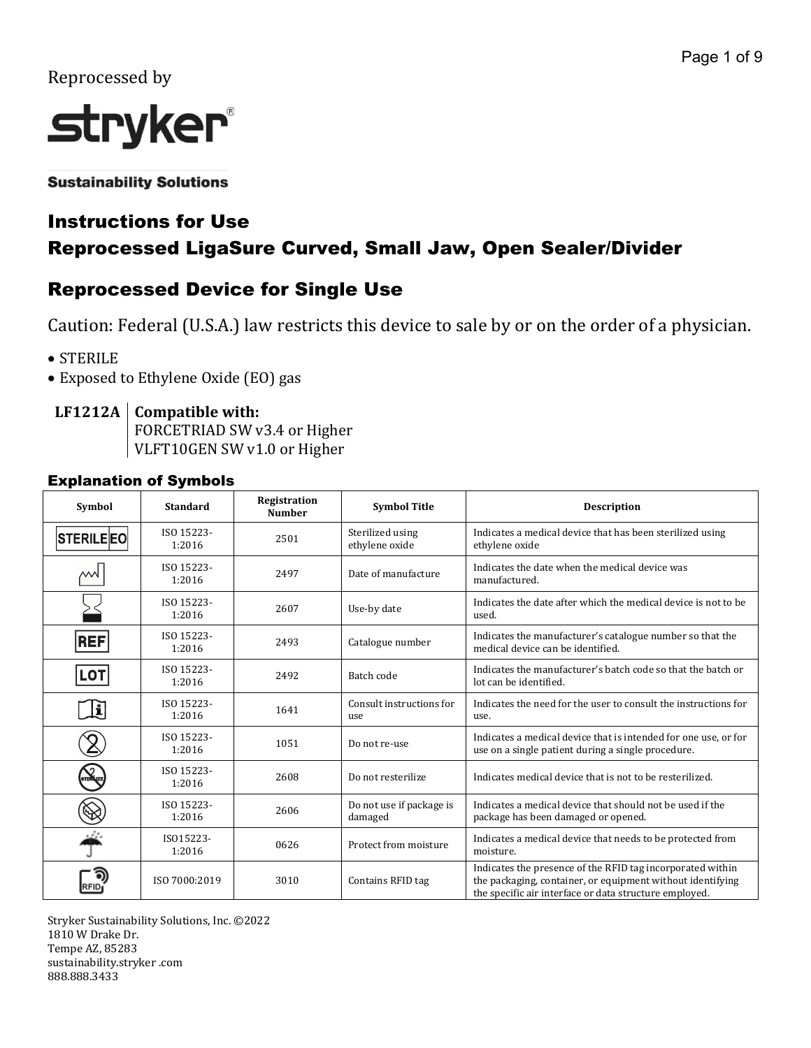Reprocessed by

**stryker**

**Sustainability Solutions**

# Instructions for Use
# Reprocessed LigaSure Curved, Small Jaw, Open Sealer/Divider

## Reprocessed Device for Single Use

Caution: Federal (U.S.A.) law restricts this device to sale by or on the order of a physician.

- STERILE
- Exposed to Ethylene Oxide (EO) gas

| **LF1212A** | **Compatible with:** FORCETRIAD SW v3.4 or Higher VLFT10GEN SW v1.0 or Higher |
|---|---|

### Explanation of Symbols

| Symbol | Standard | Registration Number | Symbol Title | Description |
|---|---|---|---|---|
| STERILE EO | ISO 15223-1:2016 | 2501 | Sterilized using ethylene oxide | Indicates a medical device that has been sterilized using ethylene oxide |
| | ISO 15223-1:2016 | 2497 | Date of manufacture | Indicates the date when the medical device was manufactured. |
| | ISO 15223-1:2016 | 2607 | Use-by date | Indicates the date after which the medical device is not to be used. |
| REF | ISO 15223-1:2016 | 2493 | Catalogue number | Indicates the manufacturer's catalogue number so that the medical device can be identified. |
| LOT | ISO 15223-1:2016 | 2492 | Batch code | Indicates the manufacturer's batch code so that the batch or lot can be identified. |
| | ISO 15223-1:2016 | 1641 | Consult instructions for use | Indicates the need for the user to consult the instructions for use. |
| | ISO 15223-1:2016 | 1051 | Do not re-use | Indicates a medical device that is intended for one use, or for use on a single patient during a single procedure. |
| | ISO 15223-1:2016 | 2608 | Do not resterilize | Indicates medical device that is not to be resterilized. |
| | ISO 15223-1:2016 | 2606 | Do not use if package is damaged | Indicates a medical device that should not be used if the package has been damaged or opened. |
| | ISO15223-1:2016 | 0626 | Protect from moisture | Indicates a medical device that needs to be protected from moisture. |
| RFID | ISO 7000:2019 | 3010 | Contains RFID tag | Indicates the presence of the RFID tag incorporated within the packaging, container, or equipment without identifying the specific air interface or data structure employed. |

Stryker Sustainability Solutions, Inc. ©2022
1810 W Drake Dr.
Tempe AZ, 85283
sustainability.stryker .com
888.888.3433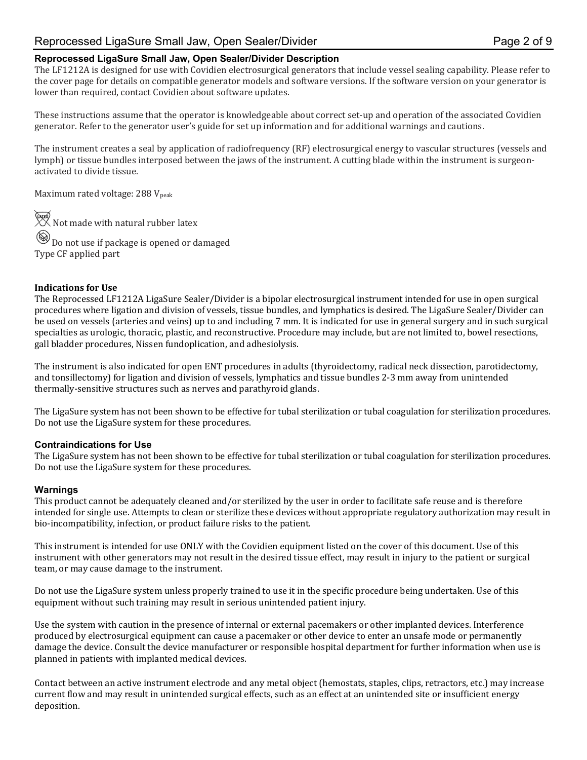## Reprocessed LigaSure Small Jaw, Open Sealer/Divider Description

The LF1212A is designed for use with Covidien electrosurgical generators that include vessel sealing capability. Please refer to the cover page for details on compatible generator models and software versions. If the software version on your generator is lower than required, contact Covidien about software updates.

These instructions assume that the operator is knowledgeable about correct set-up and operation of the associated Covidien generator. Refer to the generator user's guide for set up information and for additional warnings and cautions.

The instrument creates a seal by application of radiofrequency (RF) electrosurgical energy to vascular structures (vessels and lymph) or tissue bundles interposed between the jaws of the instrument. A cutting blade within the instrument is surgeon-activated to divide tissue.

Maximum rated voltage: 288 $V_{peak}$

Not made with natural rubber latex

Do not use if package is opened or damaged

Type CF applied part

### Indications for Use

The Reprocessed LF1212A LigaSure Sealer/Divider is a bipolar electrosurgical instrument intended for use in open surgical procedures where ligation and division of vessels, tissue bundles, and lymphatics is desired. The LigaSure Sealer/Divider can be used on vessels (arteries and veins) up to and including 7 mm. It is indicated for use in general surgery and in such surgical specialties as urologic, thoracic, plastic, and reconstructive. Procedure may include, but are not limited to, bowel resections, gall bladder procedures, Nissen fundoplication, and adhesiolysis.

The instrument is also indicated for open ENT procedures in adults (thyroidectomy, radical neck dissection, parotidectomy, and tonsillectomy) for ligation and division of vessels, lymphatics and tissue bundles 2-3 mm away from unintended thermally-sensitive structures such as nerves and parathyroid glands.

The LigaSure system has not been shown to be effective for tubal sterilization or tubal coagulation for sterilization procedures. Do not use the LigaSure system for these procedures.

### Contraindications for Use

The LigaSure system has not been shown to be effective for tubal sterilization or tubal coagulation for sterilization procedures. Do not use the LigaSure system for these procedures.

### Warnings

This product cannot be adequately cleaned and/or sterilized by the user in order to facilitate safe reuse and is therefore intended for single use. Attempts to clean or sterilize these devices without appropriate regulatory authorization may result in bio-incompatibility, infection, or product failure risks to the patient.

This instrument is intended for use ONLY with the Covidien equipment listed on the cover of this document. Use of this instrument with other generators may not result in the desired tissue effect, may result in injury to the patient or surgical team, or may cause damage to the instrument.

Do not use the LigaSure system unless properly trained to use it in the specific procedure being undertaken. Use of this equipment without such training may result in serious unintended patient injury.

Use the system with caution in the presence of internal or external pacemakers or other implanted devices. Interference produced by electrosurgical equipment can cause a pacemaker or other device to enter an unsafe mode or permanently damage the device. Consult the device manufacturer or responsible hospital department for further information when use is planned in patients with implanted medical devices.

Contact between an active instrument electrode and any metal object (hemostats, staples, clips, retractors, etc.) may increase current flow and may result in unintended surgical effects, such as an effect at an unintended site or insufficient energy deposition.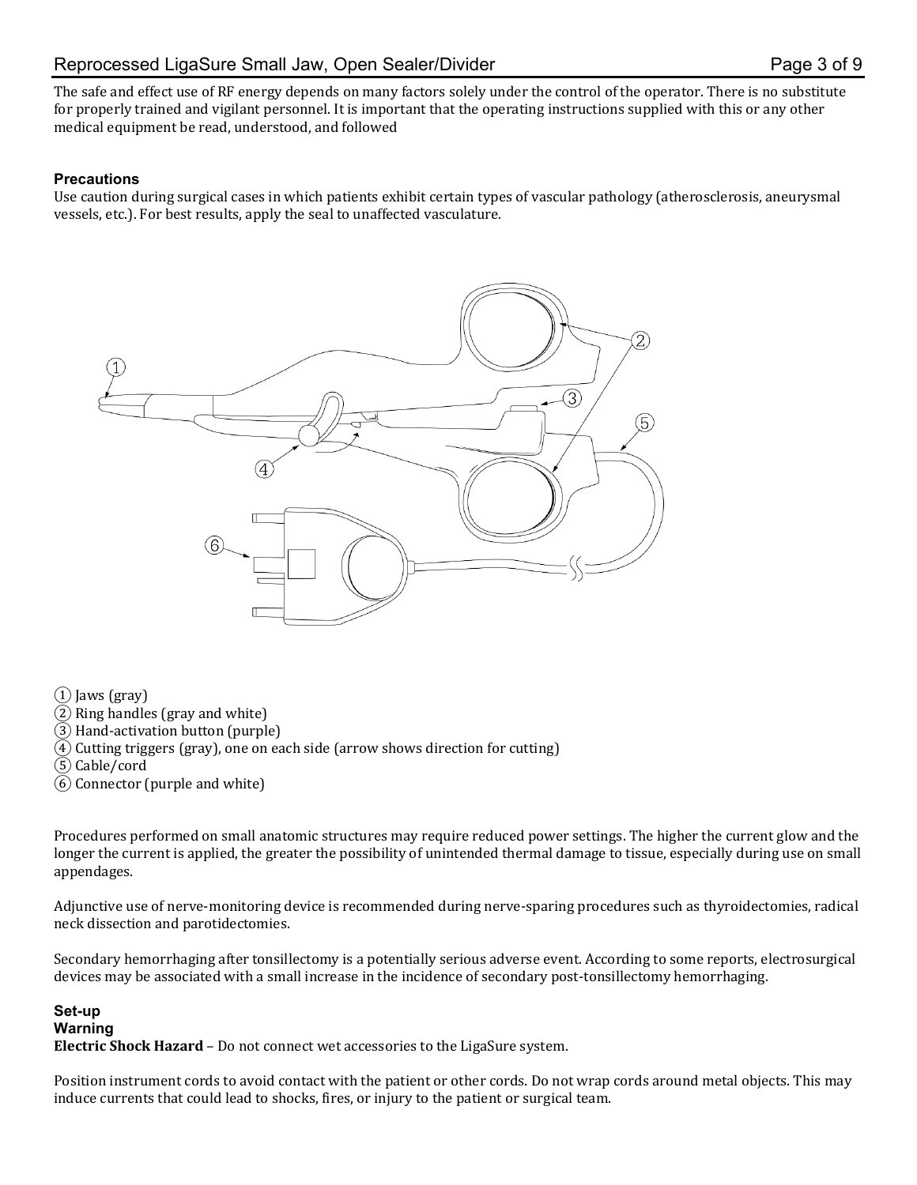The safe and effect use of RF energy depends on many factors solely under the control of the operator. There is no substitute for properly trained and vigilant personnel. It is important that the operating instructions supplied with this or any other medical equipment be read, understood, and followed

### Precautions

Use caution during surgical cases in which patients exhibit certain types of vascular pathology (atherosclerosis, aneurysmal vessels, etc.). For best results, apply the seal to unaffected vasculature.

① Jaws (gray)
② Ring handles (gray and white)
③ Hand-activation button (purple)
④ Cutting triggers (gray), one on each side (arrow shows direction for cutting)
⑤ Cable/cord
⑥ Connector (purple and white)

Procedures performed on small anatomic structures may require reduced power settings. The higher the current glow and the longer the current is applied, the greater the possibility of unintended thermal damage to tissue, especially during use on small appendages.

Adjunctive use of nerve-monitoring device is recommended during nerve-sparing procedures such as thyroidectomies, radical neck dissection and parotidectomies.

Secondary hemorrhaging after tonsillectomy is a potentially serious adverse event. According to some reports, electrosurgical devices may be associated with a small increase in the incidence of secondary post-tonsillectomy hemorrhaging.

### Set-up

#### Warning

**Electric Shock Hazard** – Do not connect wet accessories to the LigaSure system.

Position instrument cords to avoid contact with the patient or other cords. Do not wrap cords around metal objects. This may induce currents that could lead to shocks, fires, or injury to the patient or surgical team.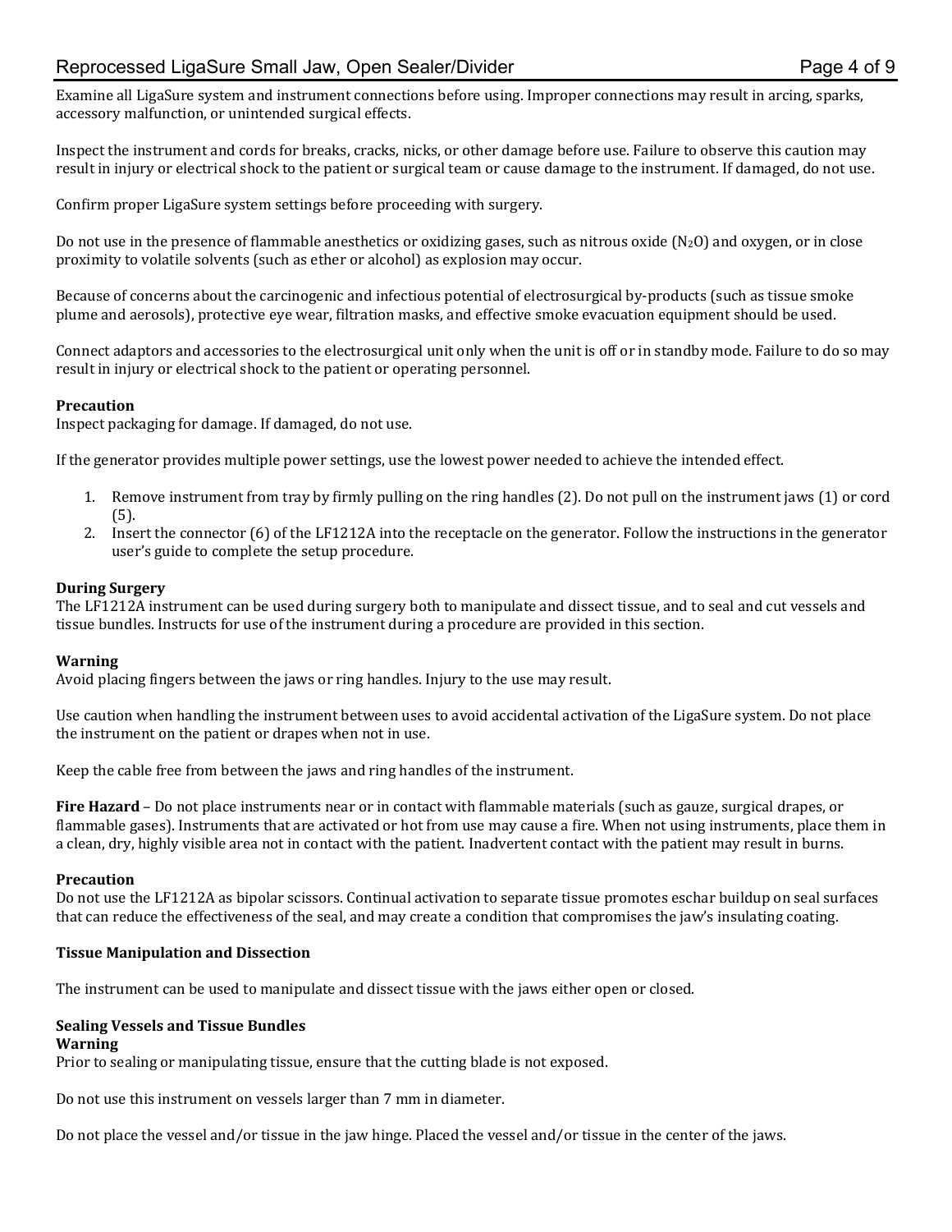Examine all LigaSure system and instrument connections before using. Improper connections may result in arcing, sparks, accessory malfunction, or unintended surgical effects.

Inspect the instrument and cords for breaks, cracks, nicks, or other damage before use. Failure to observe this caution may result in injury or electrical shock to the patient or surgical team or cause damage to the instrument. If damaged, do not use.

Confirm proper LigaSure system settings before proceeding with surgery.

Do not use in the presence of flammable anesthetics or oxidizing gases, such as nitrous oxide ($N_2O$) and oxygen, or in close proximity to volatile solvents (such as ether or alcohol) as explosion may occur.

Because of concerns about the carcinogenic and infectious potential of electrosurgical by-products (such as tissue smoke plume and aerosols), protective eye wear, filtration masks, and effective smoke evacuation equipment should be used.

Connect adaptors and accessories to the electrosurgical unit only when the unit is off or in standby mode. Failure to do so may result in injury or electrical shock to the patient or operating personnel.

**Precaution**
Inspect packaging for damage. If damaged, do not use.

If the generator provides multiple power settings, use the lowest power needed to achieve the intended effect.

1. Remove instrument from tray by firmly pulling on the ring handles (2). Do not pull on the instrument jaws (1) or cord (5).
2. Insert the connector (6) of the LF1212A into the receptacle on the generator. Follow the instructions in the generator user's guide to complete the setup procedure.

**During Surgery**
The LF1212A instrument can be used during surgery both to manipulate and dissect tissue, and to seal and cut vessels and tissue bundles. Instructs for use of the instrument during a procedure are provided in this section.

**Warning**
Avoid placing fingers between the jaws or ring handles. Injury to the use may result.

Use caution when handling the instrument between uses to avoid accidental activation of the LigaSure system. Do not place the instrument on the patient or drapes when not in use.

Keep the cable free from between the jaws and ring handles of the instrument.

**Fire Hazard** – Do not place instruments near or in contact with flammable materials (such as gauze, surgical drapes, or flammable gases). Instruments that are activated or hot from use may cause a fire. When not using instruments, place them in a clean, dry, highly visible area not in contact with the patient. Inadvertent contact with the patient may result in burns.

**Precaution**
Do not use the LF1212A as bipolar scissors. Continual activation to separate tissue promotes eschar buildup on seal surfaces that can reduce the effectiveness of the seal, and may create a condition that compromises the jaw's insulating coating.

**Tissue Manipulation and Dissection**

The instrument can be used to manipulate and dissect tissue with the jaws either open or closed.

**Sealing Vessels and Tissue Bundles**
**Warning**
Prior to sealing or manipulating tissue, ensure that the cutting blade is not exposed.

Do not use this instrument on vessels larger than 7 mm in diameter.

Do not place the vessel and/or tissue in the jaw hinge. Placed the vessel and/or tissue in the center of the jaws.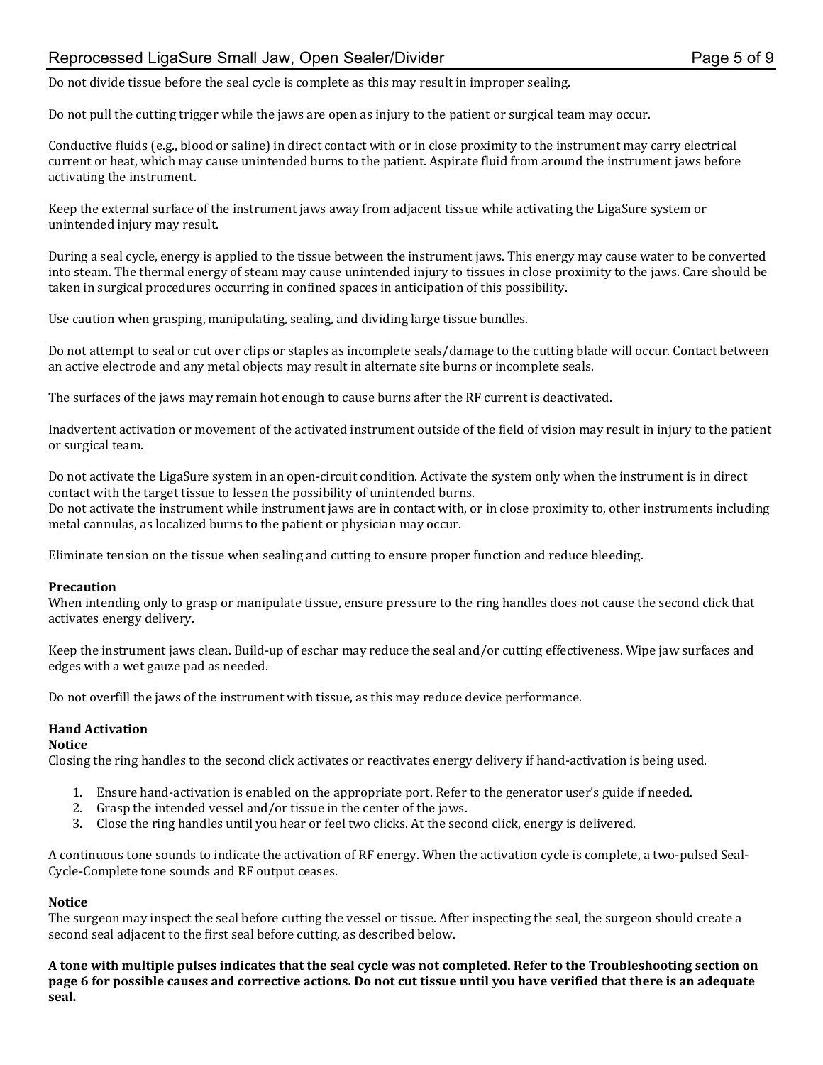Do not divide tissue before the seal cycle is complete as this may result in improper sealing.

Do not pull the cutting trigger while the jaws are open as injury to the patient or surgical team may occur.

Conductive fluids (e.g., blood or saline) in direct contact with or in close proximity to the instrument may carry electrical current or heat, which may cause unintended burns to the patient. Aspirate fluid from around the instrument jaws before activating the instrument.

Keep the external surface of the instrument jaws away from adjacent tissue while activating the LigaSure system or unintended injury may result.

During a seal cycle, energy is applied to the tissue between the instrument jaws. This energy may cause water to be converted into steam. The thermal energy of steam may cause unintended injury to tissues in close proximity to the jaws. Care should be taken in surgical procedures occurring in confined spaces in anticipation of this possibility.

Use caution when grasping, manipulating, sealing, and dividing large tissue bundles.

Do not attempt to seal or cut over clips or staples as incomplete seals/damage to the cutting blade will occur. Contact between an active electrode and any metal objects may result in alternate site burns or incomplete seals.

The surfaces of the jaws may remain hot enough to cause burns after the RF current is deactivated.

Inadvertent activation or movement of the activated instrument outside of the field of vision may result in injury to the patient or surgical team.

Do not activate the LigaSure system in an open-circuit condition. Activate the system only when the instrument is in direct contact with the target tissue to lessen the possibility of unintended burns.
Do not activate the instrument while instrument jaws are in contact with, or in close proximity to, other instruments including metal cannulas, as localized burns to the patient or physician may occur.

Eliminate tension on the tissue when sealing and cutting to ensure proper function and reduce bleeding.

**Precaution**
When intending only to grasp or manipulate tissue, ensure pressure to the ring handles does not cause the second click that activates energy delivery.

Keep the instrument jaws clean. Build-up of eschar may reduce the seal and/or cutting effectiveness. Wipe jaw surfaces and edges with a wet gauze pad as needed.

Do not overfill the jaws of the instrument with tissue, as this may reduce device performance.

**Hand Activation**

**Notice**
Closing the ring handles to the second click activates or reactivates energy delivery if hand-activation is being used.

1. Ensure hand-activation is enabled on the appropriate port. Refer to the generator user's guide if needed.
2. Grasp the intended vessel and/or tissue in the center of the jaws.
3. Close the ring handles until you hear or feel two clicks. At the second click, energy is delivered.

A continuous tone sounds to indicate the activation of RF energy. When the activation cycle is complete, a two-pulsed Seal-Cycle-Complete tone sounds and RF output ceases.

**Notice**
The surgeon may inspect the seal before cutting the vessel or tissue. After inspecting the seal, the surgeon should create a second seal adjacent to the first seal before cutting, as described below.

**A tone with multiple pulses indicates that the seal cycle was not completed. Refer to the Troubleshooting section on page 6 for possible causes and corrective actions. Do not cut tissue until you have verified that there is an adequate seal.**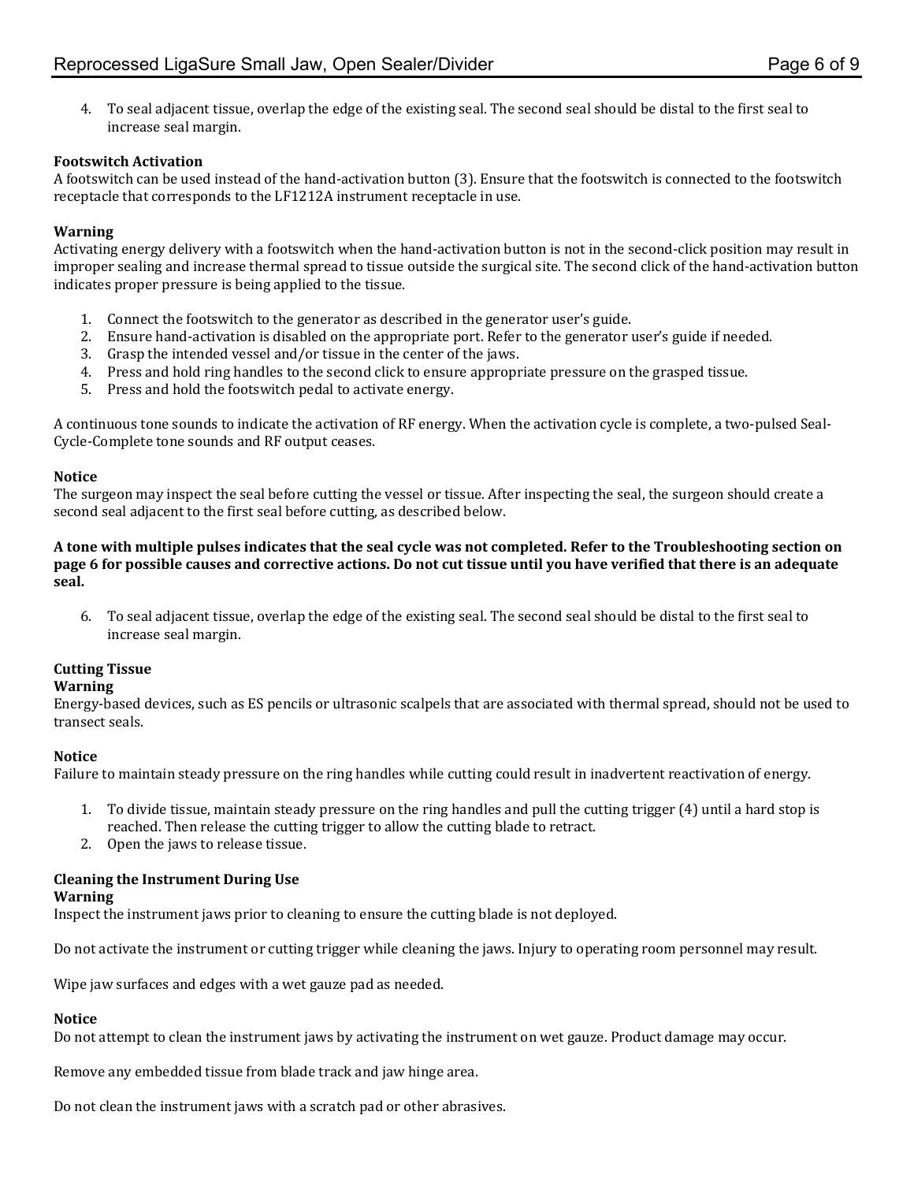4. To seal adjacent tissue, overlap the edge of the existing seal. The second seal should be distal to the first seal to increase seal margin.

**Footswitch Activation**

A footswitch can be used instead of the hand-activation button (3). Ensure that the footswitch is connected to the footswitch receptacle that corresponds to the LF1212A instrument receptacle in use.

**Warning**

Activating energy delivery with a footswitch when the hand-activation button is not in the second-click position may result in improper sealing and increase thermal spread to tissue outside the surgical site. The second click of the hand-activation button indicates proper pressure is being applied to the tissue.

1. Connect the footswitch to the generator as described in the generator user's guide.
2. Ensure hand-activation is disabled on the appropriate port. Refer to the generator user's guide if needed.
3. Grasp the intended vessel and/or tissue in the center of the jaws.
4. Press and hold ring handles to the second click to ensure appropriate pressure on the grasped tissue.
5. Press and hold the footswitch pedal to activate energy.

A continuous tone sounds to indicate the activation of RF energy. When the activation cycle is complete, a two-pulsed Seal-Cycle-Complete tone sounds and RF output ceases.

**Notice**

The surgeon may inspect the seal before cutting the vessel or tissue. After inspecting the seal, the surgeon should create a second seal adjacent to the first seal before cutting, as described below.

**A tone with multiple pulses indicates that the seal cycle was not completed. Refer to the Troubleshooting section on page 6 for possible causes and corrective actions. Do not cut tissue until you have verified that there is an adequate seal.**

6. To seal adjacent tissue, overlap the edge of the existing seal. The second seal should be distal to the first seal to increase seal margin.

**Cutting Tissue**

**Warning**

Energy-based devices, such as ES pencils or ultrasonic scalpels that are associated with thermal spread, should not be used to transect seals.

**Notice**

Failure to maintain steady pressure on the ring handles while cutting could result in inadvertent reactivation of energy.

1. To divide tissue, maintain steady pressure on the ring handles and pull the cutting trigger (4) until a hard stop is reached. Then release the cutting trigger to allow the cutting blade to retract.
2. Open the jaws to release tissue.

**Cleaning the Instrument During Use**

**Warning**

Inspect the instrument jaws prior to cleaning to ensure the cutting blade is not deployed.

Do not activate the instrument or cutting trigger while cleaning the jaws. Injury to operating room personnel may result.

Wipe jaw surfaces and edges with a wet gauze pad as needed.

**Notice**

Do not attempt to clean the instrument jaws by activating the instrument on wet gauze. Product damage may occur.

Remove any embedded tissue from blade track and jaw hinge area.

Do not clean the instrument jaws with a scratch pad or other abrasives.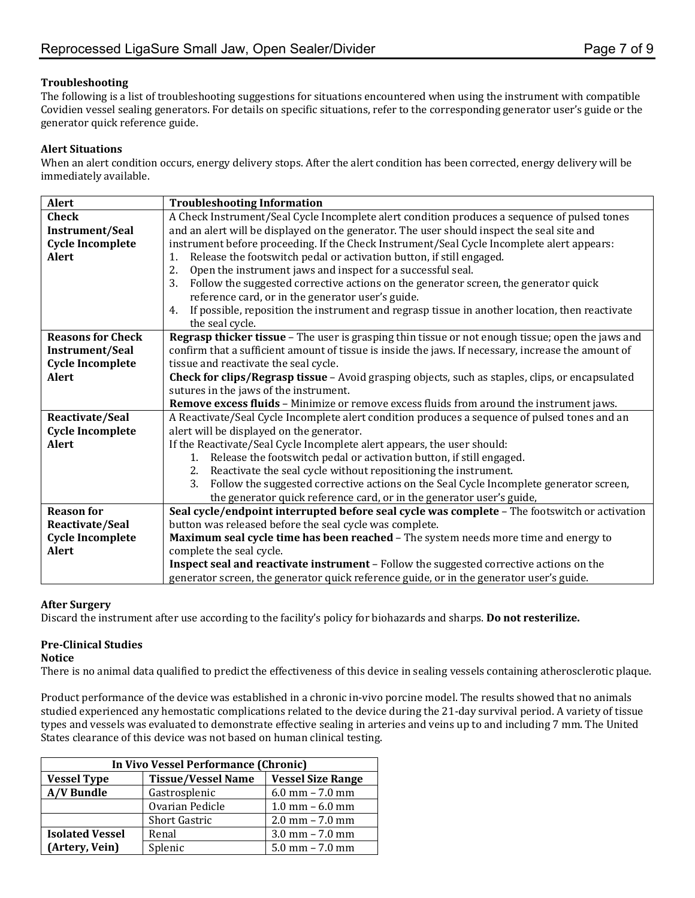## Troubleshooting

The following is a list of troubleshooting suggestions for situations encountered when using the instrument with compatible Covidien vessel sealing generators. For details on specific situations, refer to the corresponding generator user's guide or the generator quick reference guide.

### Alert Situations

When an alert condition occurs, energy delivery stops. After the alert condition has been corrected, energy delivery will be immediately available.

| Alert | Troubleshooting Information |
|---|---|
| **Check Instrument/Seal Cycle Incomplete Alert** | A Check Instrument/Seal Cycle Incomplete alert condition produces a sequence of pulsed tones and an alert will be displayed on the generator. The user should inspect the seal site and instrument before proceeding. If the Check Instrument/Seal Cycle Incomplete alert appears:<br>1. Release the footswitch pedal or activation button, if still engaged.<br>2. Open the instrument jaws and inspect for a successful seal.<br>3. Follow the suggested corrective actions on the generator screen, the generator quick reference card, or in the generator user's guide.<br>4. If possible, reposition the instrument and regrasp tissue in another location, then reactivate the seal cycle. |
| **Reasons for Check Instrument/Seal Cycle Incomplete Alert** | **Regrasp thicker tissue** – The user is grasping thin tissue or not enough tissue; open the jaws and confirm that a sufficient amount of tissue is inside the jaws. If necessary, increase the amount of tissue and reactivate the seal cycle.<br>**Check for clips/Regrasp tissue** – Avoid grasping objects, such as staples, clips, or encapsulated sutures in the jaws of the instrument.<br>**Remove excess fluids** – Minimize or remove excess fluids from around the instrument jaws. |
| **Reactivate/Seal Cycle Incomplete Alert** | A Reactivate/Seal Cycle Incomplete alert condition produces a sequence of pulsed tones and an alert will be displayed on the generator.<br>If the Reactivate/Seal Cycle Incomplete alert appears, the user should:<br>1. Release the footswitch pedal or activation button, if still engaged.<br>2. Reactivate the seal cycle without repositioning the instrument.<br>3. Follow the suggested corrective actions on the Seal Cycle Incomplete generator screen, the generator quick reference card, or in the generator user's guide, |
| **Reason for Reactivate/Seal Cycle Incomplete Alert** | **Seal cycle/endpoint interrupted before seal cycle was complete** – The footswitch or activation button was released before the seal cycle was complete.<br>**Maximum seal cycle time has been reached** – The system needs more time and energy to complete the seal cycle.<br>**Inspect seal and reactivate instrument** – Follow the suggested corrective actions on the generator screen, the generator quick reference guide, or in the generator user's guide. |

## After Surgery

Discard the instrument after use according to the facility's policy for biohazards and sharps. **Do not resterilize.**

## Pre-Clinical Studies

**Notice**

There is no animal data qualified to predict the effectiveness of this device in sealing vessels containing atherosclerotic plaque.

Product performance of the device was established in a chronic in-vivo porcine model. The results showed that no animals studied experienced any hemostatic complications related to the device during the 21-day survival period. A variety of tissue types and vessels was evaluated to demonstrate effective sealing in arteries and veins up to and including 7 mm. The United States clearance of this device was not based on human clinical testing.

| In Vivo Vessel Performance (Chronic) | | |
|---|---|---|
| **Vessel Type** | **Tissue/Vessel Name** | **Vessel Size Range** |
| **A/V Bundle** | Gastrosplenic | 6.0 mm – 7.0 mm |
| | Ovarian Pedicle | 1.0 mm – 6.0 mm |
| | Short Gastric | 2.0 mm – 7.0 mm |
| **Isolated Vessel (Artery, Vein)** | Renal | 3.0 mm – 7.0 mm |
| | Splenic | 5.0 mm – 7.0 mm |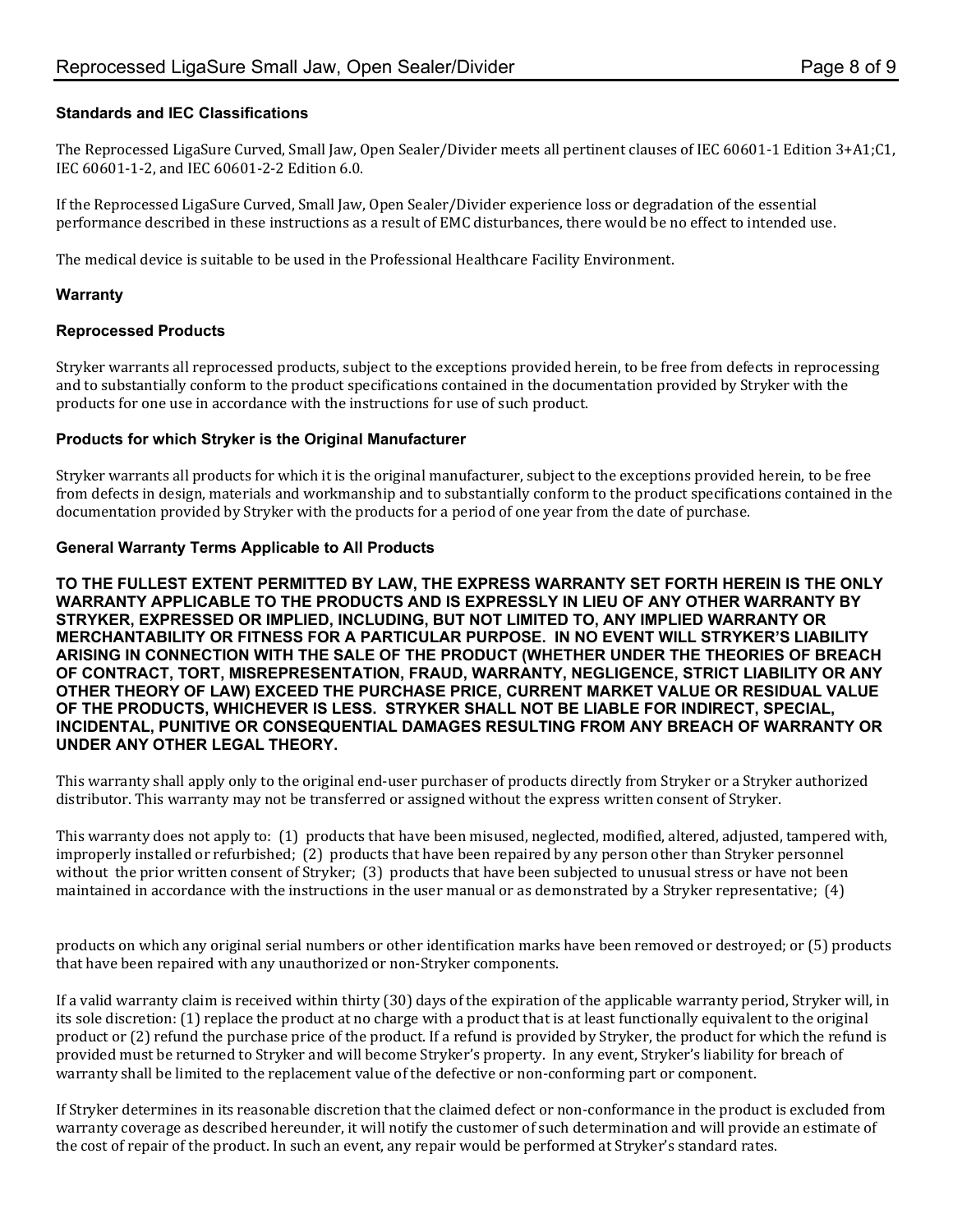### Standards and IEC Classifications

The Reprocessed LigaSure Curved, Small Jaw, Open Sealer/Divider meets all pertinent clauses of IEC 60601-1 Edition 3+A1;C1, IEC 60601-1-2, and IEC 60601-2-2 Edition 6.0.

If the Reprocessed LigaSure Curved, Small Jaw, Open Sealer/Divider experience loss or degradation of the essential performance described in these instructions as a result of EMC disturbances, there would be no effect to intended use.

The medical device is suitable to be used in the Professional Healthcare Facility Environment.

### Warranty

#### Reprocessed Products

Stryker warrants all reprocessed products, subject to the exceptions provided herein, to be free from defects in reprocessing and to substantially conform to the product specifications contained in the documentation provided by Stryker with the products for one use in accordance with the instructions for use of such product.

#### Products for which Stryker is the Original Manufacturer

Stryker warrants all products for which it is the original manufacturer, subject to the exceptions provided herein, to be free from defects in design, materials and workmanship and to substantially conform to the product specifications contained in the documentation provided by Stryker with the products for a period of one year from the date of purchase.

#### General Warranty Terms Applicable to All Products

**TO THE FULLEST EXTENT PERMITTED BY LAW, THE EXPRESS WARRANTY SET FORTH HEREIN IS THE ONLY WARRANTY APPLICABLE TO THE PRODUCTS AND IS EXPRESSLY IN LIEU OF ANY OTHER WARRANTY BY STRYKER, EXPRESSED OR IMPLIED, INCLUDING, BUT NOT LIMITED TO, ANY IMPLIED WARRANTY OR MERCHANTABILITY OR FITNESS FOR A PARTICULAR PURPOSE. IN NO EVENT WILL STRYKER'S LIABILITY ARISING IN CONNECTION WITH THE SALE OF THE PRODUCT (WHETHER UNDER THE THEORIES OF BREACH OF CONTRACT, TORT, MISREPRESENTATION, FRAUD, WARRANTY, NEGLIGENCE, STRICT LIABILITY OR ANY OTHER THEORY OF LAW) EXCEED THE PURCHASE PRICE, CURRENT MARKET VALUE OR RESIDUAL VALUE OF THE PRODUCTS, WHICHEVER IS LESS. STRYKER SHALL NOT BE LIABLE FOR INDIRECT, SPECIAL, INCIDENTAL, PUNITIVE OR CONSEQUENTIAL DAMAGES RESULTING FROM ANY BREACH OF WARRANTY OR UNDER ANY OTHER LEGAL THEORY.**

This warranty shall apply only to the original end-user purchaser of products directly from Stryker or a Stryker authorized distributor. This warranty may not be transferred or assigned without the express written consent of Stryker.

This warranty does not apply to: (1) products that have been misused, neglected, modified, altered, adjusted, tampered with, improperly installed or refurbished; (2) products that have been repaired by any person other than Stryker personnel without the prior written consent of Stryker; (3) products that have been subjected to unusual stress or have not been maintained in accordance with the instructions in the user manual or as demonstrated by a Stryker representative; (4) products on which any original serial numbers or other identification marks have been removed or destroyed; or (5) products that have been repaired with any unauthorized or non-Stryker components.

If a valid warranty claim is received within thirty (30) days of the expiration of the applicable warranty period, Stryker will, in its sole discretion: (1) replace the product at no charge with a product that is at least functionally equivalent to the original product or (2) refund the purchase price of the product. If a refund is provided by Stryker, the product for which the refund is provided must be returned to Stryker and will become Stryker's property. In any event, Stryker's liability for breach of warranty shall be limited to the replacement value of the defective or non-conforming part or component.

If Stryker determines in its reasonable discretion that the claimed defect or non-conformance in the product is excluded from warranty coverage as described hereunder, it will notify the customer of such determination and will provide an estimate of the cost of repair of the product. In such an event, any repair would be performed at Stryker's standard rates.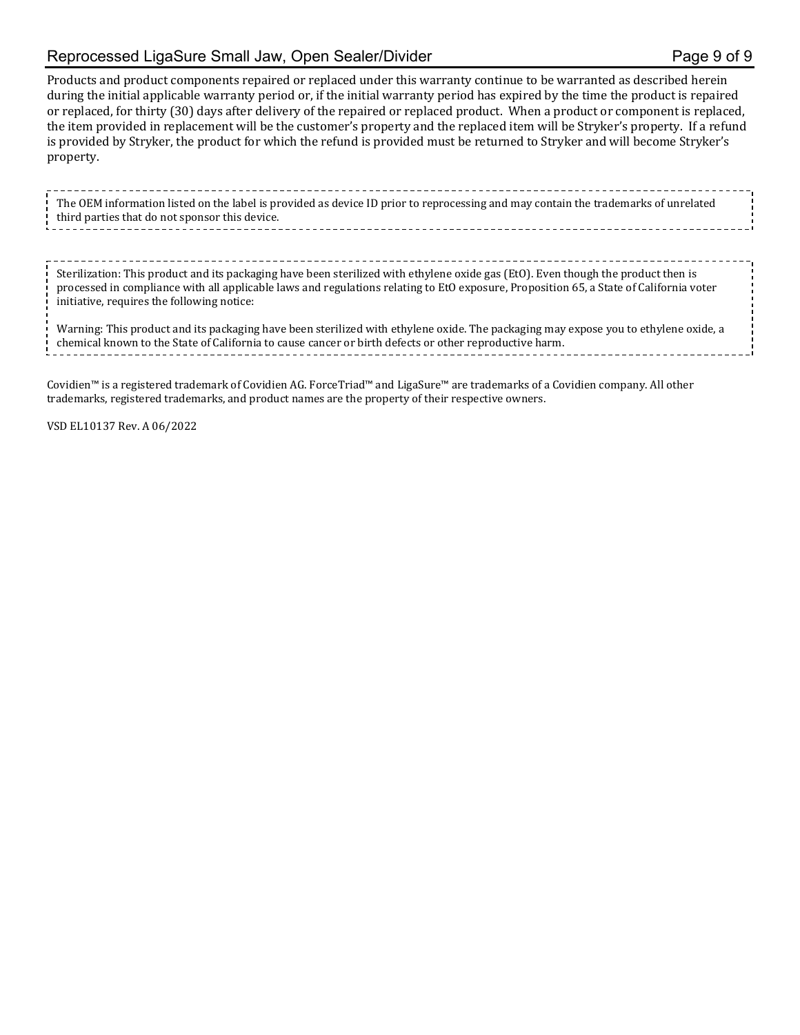Products and product components repaired or replaced under this warranty continue to be warranted as described herein during the initial applicable warranty period or, if the initial warranty period has expired by the time the product is repaired or replaced, for thirty (30) days after delivery of the repaired or replaced product. When a product or component is replaced, the item provided in replacement will be the customer's property and the replaced item will be Stryker's property. If a refund is provided by Stryker, the product for which the refund is provided must be returned to Stryker and will become Stryker's property.

The OEM information listed on the label is provided as device ID prior to reprocessing and may contain the trademarks of unrelated third parties that do not sponsor this device.

Sterilization: This product and its packaging have been sterilized with ethylene oxide gas (EtO). Even though the product then is processed in compliance with all applicable laws and regulations relating to EtO exposure, Proposition 65, a State of California voter initiative, requires the following notice:

Warning: This product and its packaging have been sterilized with ethylene oxide. The packaging may expose you to ethylene oxide, a chemical known to the State of California to cause cancer or birth defects or other reproductive harm.

Covidien™ is a registered trademark of Covidien AG. ForceTriad™ and LigaSure™ are trademarks of a Covidien company. All other trademarks, registered trademarks, and product names are the property of their respective owners.

VSD EL10137 Rev. A 06/2022